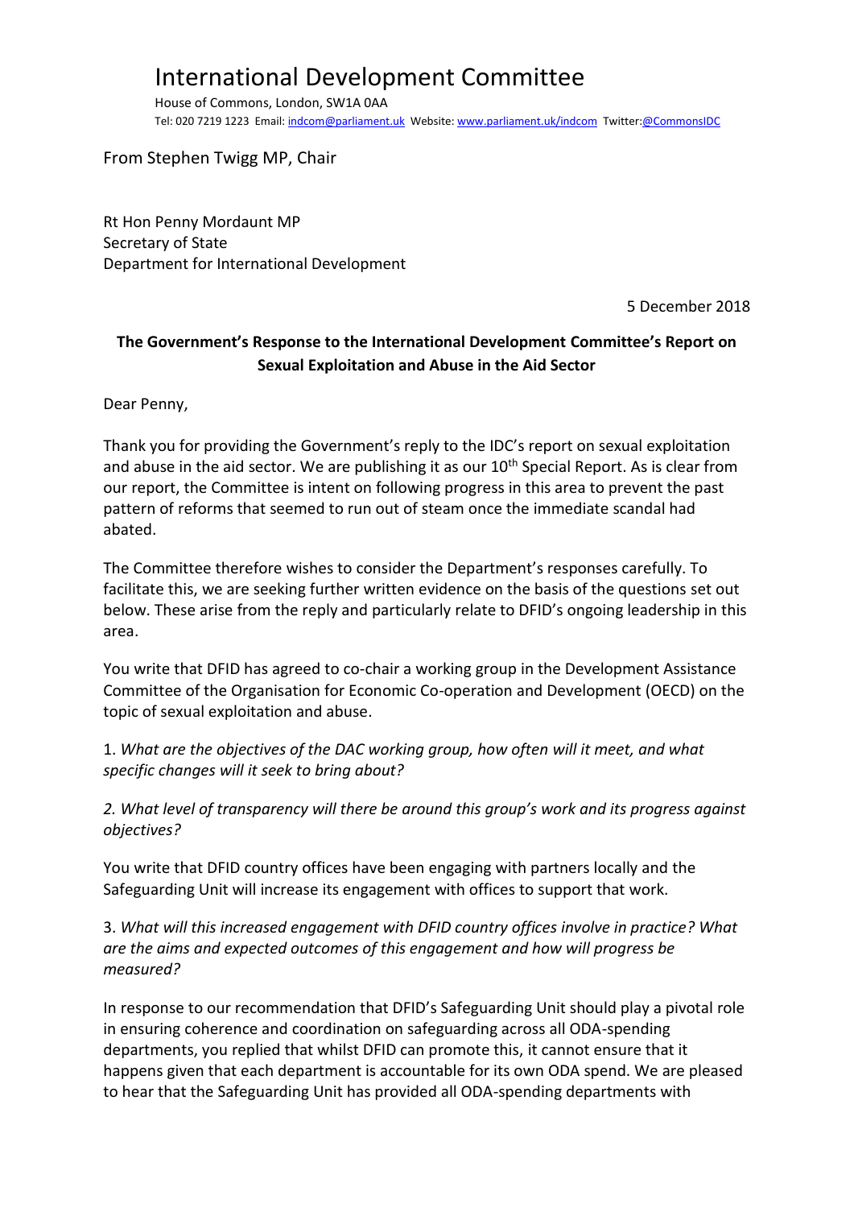# International Development Committee

House of Commons, London, SW1A 0AA
Tel: 020 7219 1223 Email: indcom@parliament.uk Website: www.parliament.uk/indcom Twitter:@CommonsIDC

From Stephen Twigg MP, Chair

Rt Hon Penny Mordaunt MP
Secretary of State
Department for International Development

5 December 2018

**The Government's Response to the International Development Committee's Report on Sexual Exploitation and Abuse in the Aid Sector**

Dear Penny,

Thank you for providing the Government's reply to the IDC's report on sexual exploitation and abuse in the aid sector. We are publishing it as our 10th Special Report. As is clear from our report, the Committee is intent on following progress in this area to prevent the past pattern of reforms that seemed to run out of steam once the immediate scandal had abated.

The Committee therefore wishes to consider the Department's responses carefully. To facilitate this, we are seeking further written evidence on the basis of the questions set out below. These arise from the reply and particularly relate to DFID's ongoing leadership in this area.

You write that DFID has agreed to co-chair a working group in the Development Assistance Committee of the Organisation for Economic Co-operation and Development (OECD) on the topic of sexual exploitation and abuse.

1. *What are the objectives of the DAC working group, how often will it meet, and what specific changes will it seek to bring about?*

*2. What level of transparency will there be around this group's work and its progress against objectives?*

You write that DFID country offices have been engaging with partners locally and the Safeguarding Unit will increase its engagement with offices to support that work.

3. *What will this increased engagement with DFID country offices involve in practice? What are the aims and expected outcomes of this engagement and how will progress be measured?*

In response to our recommendation that DFID's Safeguarding Unit should play a pivotal role in ensuring coherence and coordination on safeguarding across all ODA-spending departments, you replied that whilst DFID can promote this, it cannot ensure that it happens given that each department is accountable for its own ODA spend. We are pleased to hear that the Safeguarding Unit has provided all ODA-spending departments with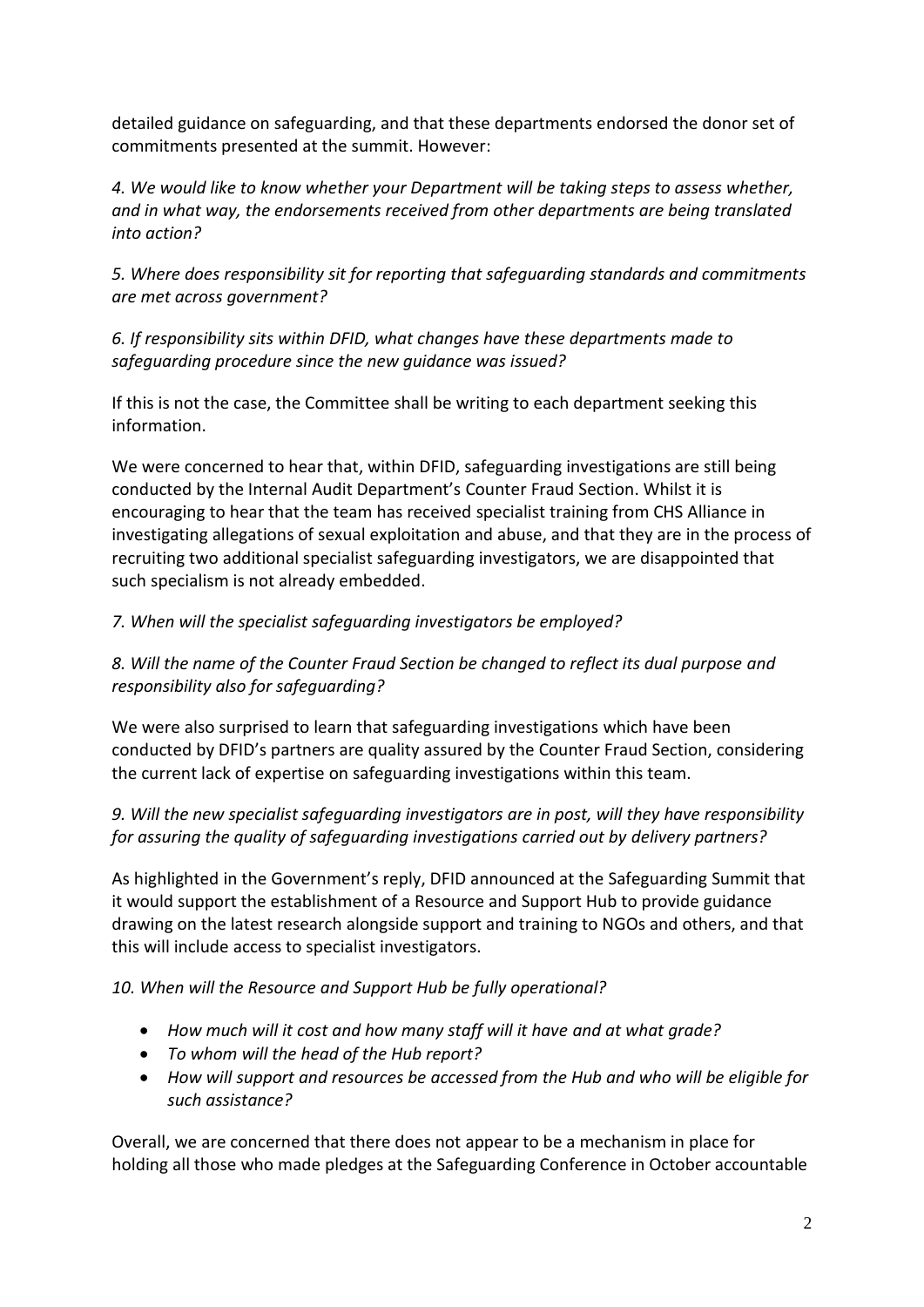detailed guidance on safeguarding, and that these departments endorsed the donor set of commitments presented at the summit. However:

*4. We would like to know whether your Department will be taking steps to assess whether, and in what way, the endorsements received from other departments are being translated into action?*

*5. Where does responsibility sit for reporting that safeguarding standards and commitments are met across government?*

*6. If responsibility sits within DFID, what changes have these departments made to safeguarding procedure since the new guidance was issued?*

If this is not the case, the Committee shall be writing to each department seeking this information.

We were concerned to hear that, within DFID, safeguarding investigations are still being conducted by the Internal Audit Department's Counter Fraud Section. Whilst it is encouraging to hear that the team has received specialist training from CHS Alliance in investigating allegations of sexual exploitation and abuse, and that they are in the process of recruiting two additional specialist safeguarding investigators, we are disappointed that such specialism is not already embedded.

*7. When will the specialist safeguarding investigators be employed?*

*8. Will the name of the Counter Fraud Section be changed to reflect its dual purpose and responsibility also for safeguarding?*

We were also surprised to learn that safeguarding investigations which have been conducted by DFID's partners are quality assured by the Counter Fraud Section, considering the current lack of expertise on safeguarding investigations within this team.

*9. Will the new specialist safeguarding investigators are in post, will they have responsibility for assuring the quality of safeguarding investigations carried out by delivery partners?*

As highlighted in the Government's reply, DFID announced at the Safeguarding Summit that it would support the establishment of a Resource and Support Hub to provide guidance drawing on the latest research alongside support and training to NGOs and others, and that this will include access to specialist investigators.

*10. When will the Resource and Support Hub be fully operational?*

- *How much will it cost and how many staff will it have and at what grade?*
- *To whom will the head of the Hub report?*
- *How will support and resources be accessed from the Hub and who will be eligible for such assistance?*

Overall, we are concerned that there does not appear to be a mechanism in place for holding all those who made pledges at the Safeguarding Conference in October accountable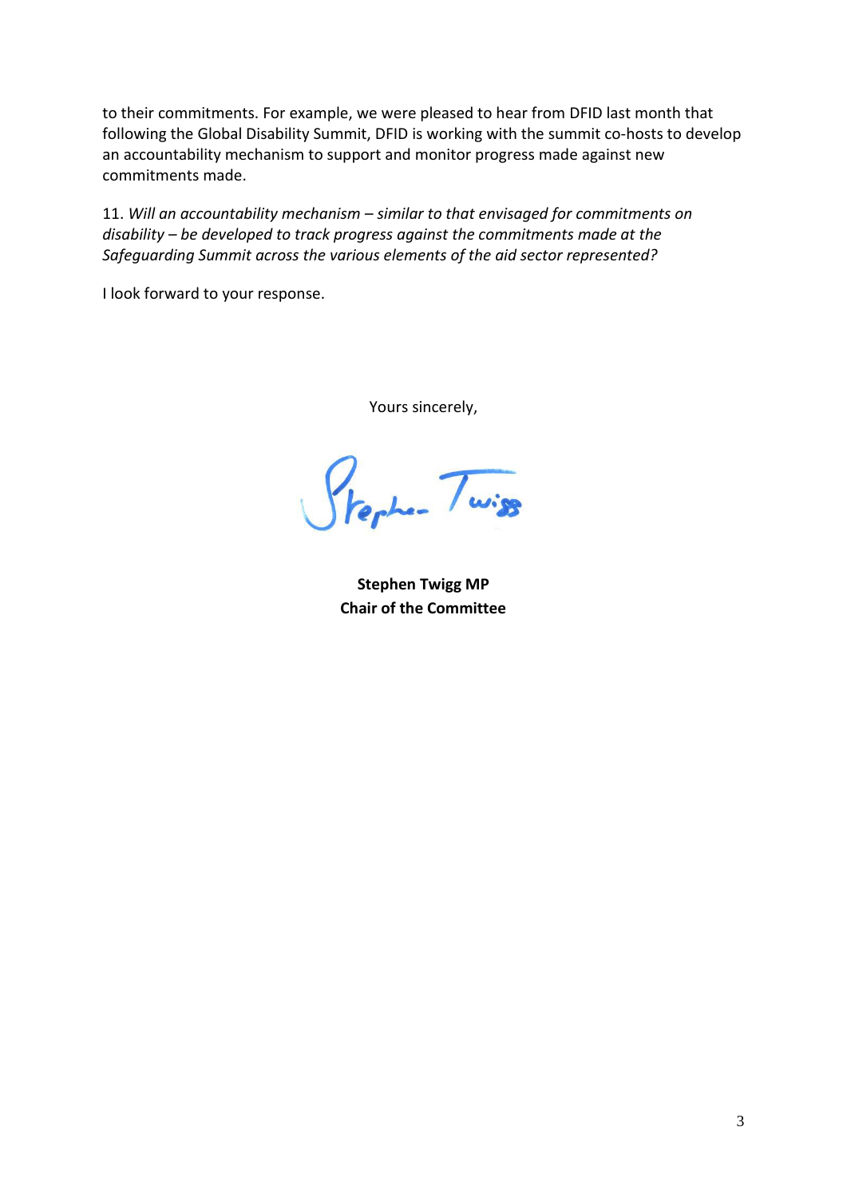to their commitments. For example, we were pleased to hear from DFID last month that following the Global Disability Summit, DFID is working with the summit co-hosts to develop an accountability mechanism to support and monitor progress made against new commitments made.

11. *Will an accountability mechanism – similar to that envisaged for commitments on disability – be developed to track progress against the commitments made at the Safeguarding Summit across the various elements of the aid sector represented?*

I look forward to your response.

Yours sincerely,

**Stephen Twigg MP**
**Chair of the Committee**